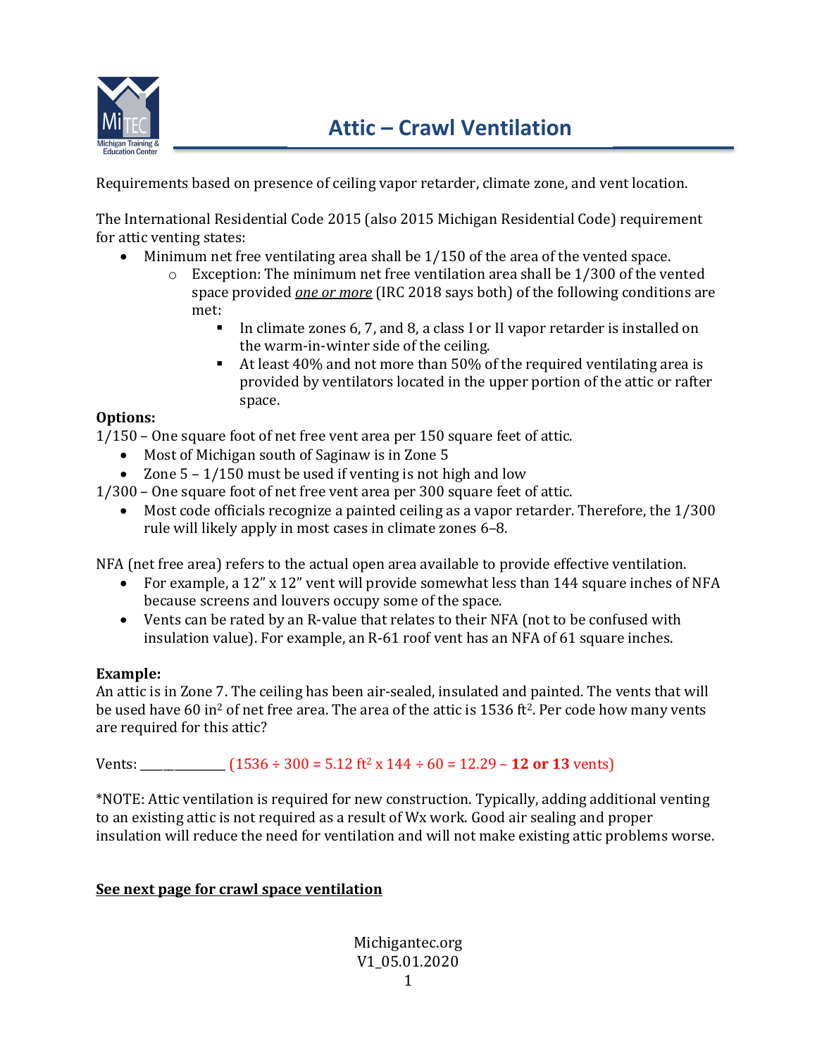# Attic – Crawl Ventilation

Requirements based on presence of ceiling vapor retarder, climate zone, and vent location.

The International Residential Code 2015 (also 2015 Michigan Residential Code) requirement for attic venting states:

- Minimum net free ventilating area shall be 1/150 of the area of the vented space.
  - Exception: The minimum net free ventilation area shall be 1/300 of the vented space provided *one or more* (IRC 2018 says both) of the following conditions are met:
    - In climate zones 6, 7, and 8, a class I or II vapor retarder is installed on the warm-in-winter side of the ceiling.
    - At least 40% and not more than 50% of the required ventilating area is provided by ventilators located in the upper portion of the attic or rafter space.

**Options:**

1/150 – One square foot of net free vent area per 150 square feet of attic.

- Most of Michigan south of Saginaw is in Zone 5
- Zone 5 – 1/150 must be used if venting is not high and low

1/300 – One square foot of net free vent area per 300 square feet of attic.

- Most code officials recognize a painted ceiling as a vapor retarder. Therefore, the 1/300 rule will likely apply in most cases in climate zones 6–8.

NFA (net free area) refers to the actual open area available to provide effective ventilation.

- For example, a 12" x 12" vent will provide somewhat less than 144 square inches of NFA because screens and louvers occupy some of the space.
- Vents can be rated by an R-value that relates to their NFA (not to be confused with insulation value). For example, an R-61 roof vent has an NFA of 61 square inches.

**Example:**

An attic is in Zone 7. The ceiling has been air-sealed, insulated and painted. The vents that will be used have 60 in$^2$ of net free area. The area of the attic is 1536 ft$^2$. Per code how many vents are required for this attic?

Vents: ___________ (1536 ÷ 300 = 5.12 ft$^2$ x 144 ÷ 60 = 12.29 – **12 or 13** vents)

*NOTE: Attic ventilation is required for new construction. Typically, adding additional venting to an existing attic is not required as a result of Wx work. Good air sealing and proper insulation will reduce the need for ventilation and will not make existing attic problems worse.

**See next page for crawl space ventilation**

Michigantec.org
V1_05.01.2020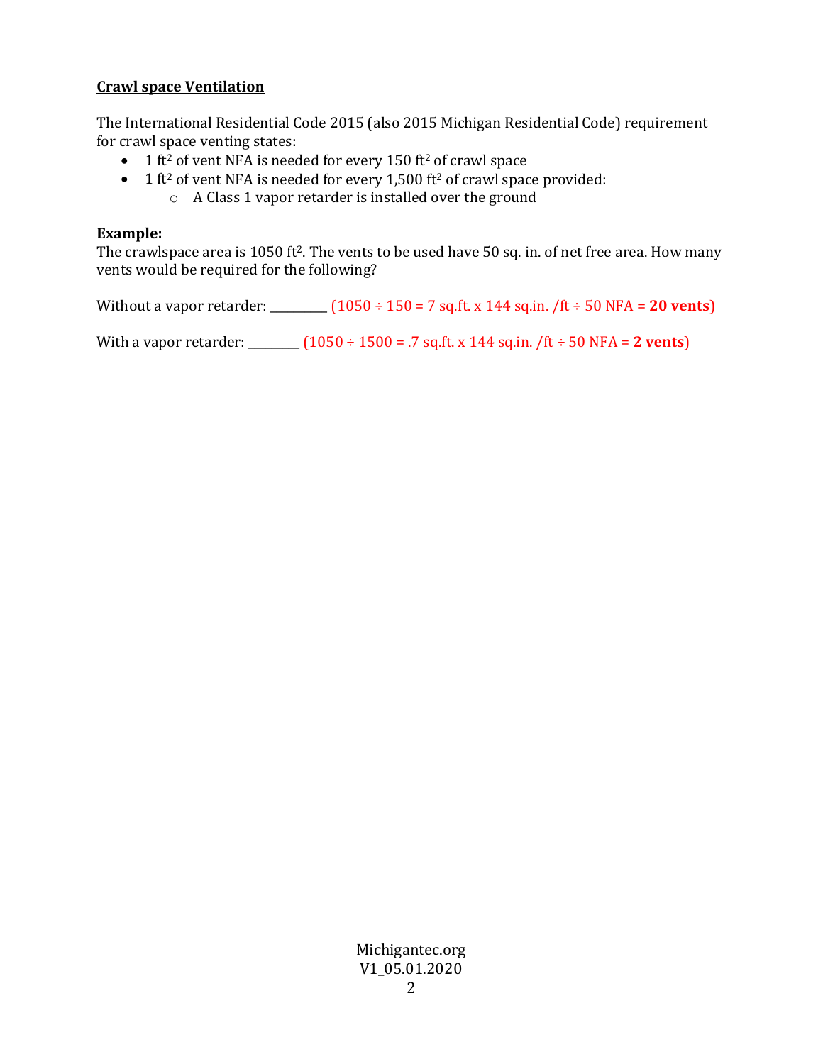**Crawl space Ventilation**

The International Residential Code 2015 (also 2015 Michigan Residential Code) requirement for crawl space venting states:

- 1 $ft^2$ of vent NFA is needed for every 150 $ft^2$ of crawl space
- 1 $ft^2$ of vent NFA is needed for every 1,500 $ft^2$ of crawl space provided:
  - A Class 1 vapor retarder is installed over the ground

**Example:**

The crawlspace area is 1050 $ft^2$. The vents to be used have 50 sq. in. of net free area. How many vents would be required for the following?

Without a vapor retarder: _________ (1050 ÷ 150 = 7 sq.ft. x 144 sq.in. /ft ÷ 50 NFA = **20 vents**)

With a vapor retarder: ________ (1050 ÷ 1500 = .7 sq.ft. x 144 sq.in. /ft ÷ 50 NFA = **2 vents**)

Michigantec.org
V1_05.01.2020